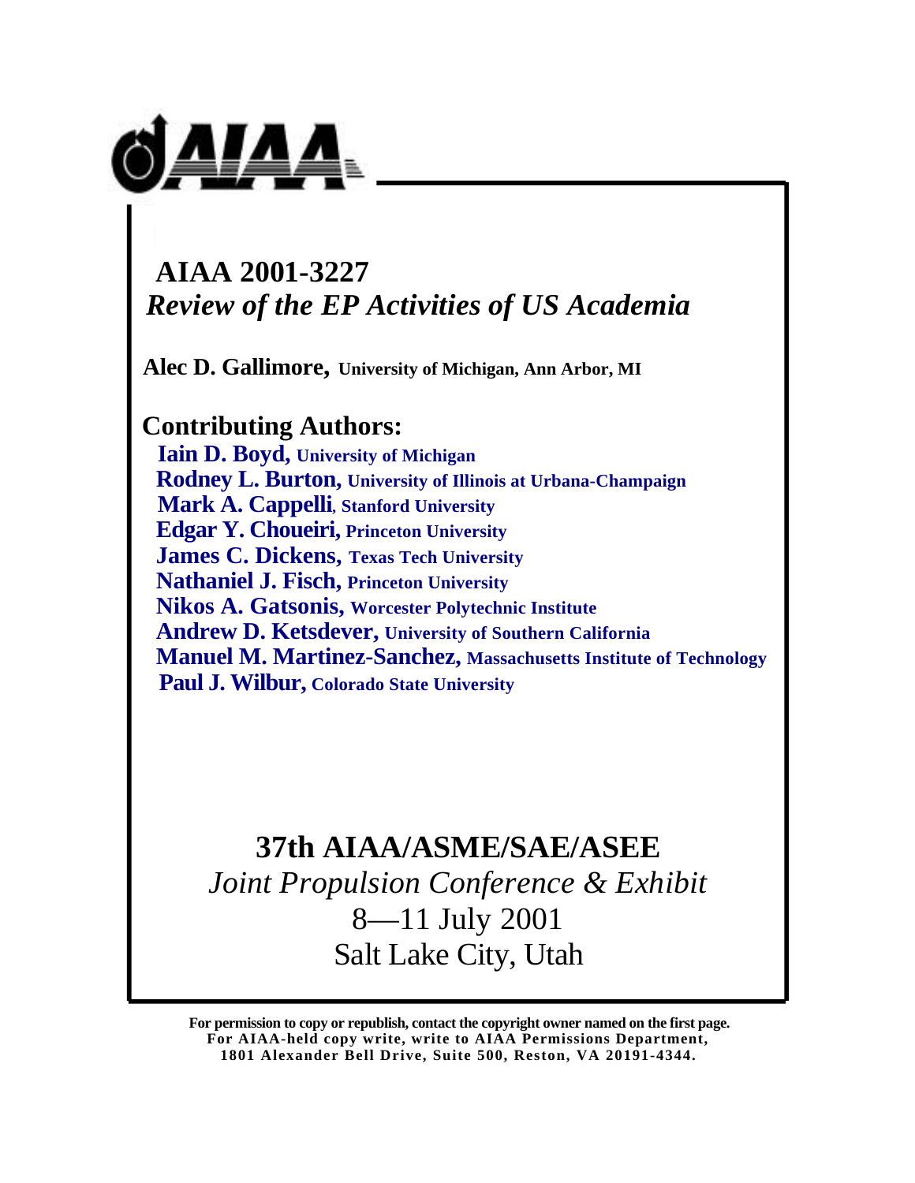# AIAA 2001-3227

## *Review of the EP Activities of US Academia*

**Alec D. Gallimore, University of Michigan, Ann Arbor, MI**

**Contributing Authors:**

**Iain D. Boyd, University of Michigan**
**Rodney L. Burton, University of Illinois at Urbana-Champaign**
**Mark A. Cappelli, Stanford University**
**Edgar Y. Choueiri, Princeton University**
**James C. Dickens, Texas Tech University**
**Nathaniel J. Fisch, Princeton University**
**Nikos A. Gatsonis, Worcester Polytechnic Institute**
**Andrew D. Ketsdever, University of Southern California**
**Manuel M. Martinez-Sanchez, Massachusetts Institute of Technology**
**Paul J. Wilbur, Colorado State University**

**37th AIAA/ASME/SAE/ASEE**
*Joint Propulsion Conference & Exhibit*
8—11 July 2001
Salt Lake City, Utah

**For permission to copy or republish, contact the copyright owner named on the first page. For AIAA-held copy write, write to AIAA Permissions Department, 1801 Alexander Bell Drive, Suite 500, Reston, VA 20191-4344.**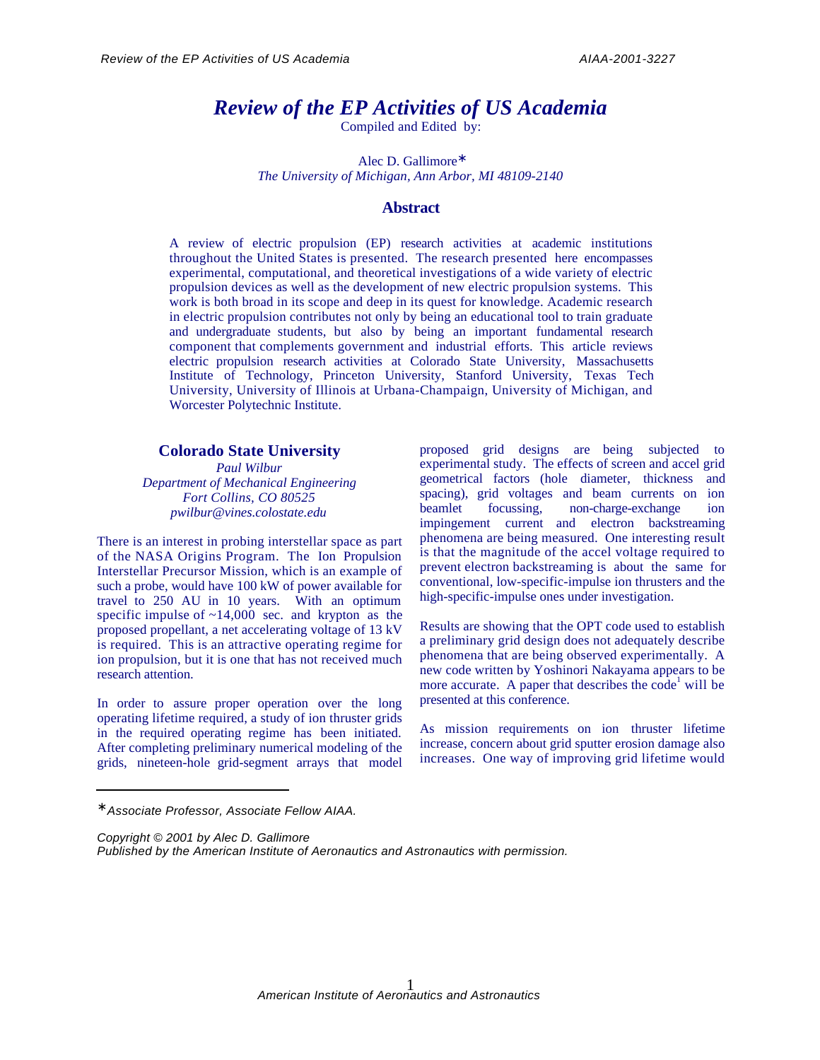# Review of the EP Activities of US Academia

Compiled and Edited by:

Alec D. Gallimore*

*The University of Michigan, Ann Arbor, MI 48109-2140*

## Abstract

A review of electric propulsion (EP) research activities at academic institutions throughout the United States is presented. The research presented here encompasses experimental, computational, and theoretical investigations of a wide variety of electric propulsion devices as well as the development of new electric propulsion systems. This work is both broad in its scope and deep in its quest for knowledge. Academic research in electric propulsion contributes not only by being an educational tool to train graduate and undergraduate students, but also by being an important fundamental research component that complements government and industrial efforts. This article reviews electric propulsion research activities at Colorado State University, Massachusetts Institute of Technology, Princeton University, Stanford University, Texas Tech University, University of Illinois at Urbana-Champaign, University of Michigan, and Worcester Polytechnic Institute.

## Colorado State University

*Paul Wilbur*
*Department of Mechanical Engineering*
*Fort Collins, CO 80525*
*pwilbur@vines.colostate.edu*

There is an interest in probing interstellar space as part of the NASA Origins Program. The Ion Propulsion Interstellar Precursor Mission, which is an example of such a probe, would have 100 kW of power available for travel to 250 AU in 10 years. With an optimum specific impulse of ~14,000 sec. and krypton as the proposed propellant, a net accelerating voltage of 13 kV is required. This is an attractive operating regime for ion propulsion, but it is one that has not received much research attention.

In order to assure proper operation over the long operating lifetime required, a study of ion thruster grids in the required operating regime has been initiated. After completing preliminary numerical modeling of the grids, nineteen-hole grid-segment arrays that model proposed grid designs are being subjected to experimental study. The effects of screen and accel grid geometrical factors (hole diameter, thickness and spacing), grid voltages and beam currents on ion beamlet focussing, non-charge-exchange ion impingement current and electron backstreaming phenomena are being measured. One interesting result is that the magnitude of the accel voltage required to prevent electron backstreaming is about the same for conventional, low-specific-impulse ion thrusters and the high-specific-impulse ones under investigation.

Results are showing that the OPT code used to establish a preliminary grid design does not adequately describe phenomena that are being observed experimentally. A new code written by Yoshinori Nakayama appears to be more accurate. A paper that describes the code[1] will be presented at this conference.

As mission requirements on ion thruster lifetime increase, concern about grid sputter erosion damage also increases. One way of improving grid lifetime would

---

*Associate Professor, Associate Fellow AIAA.

*Copyright © 2001 by Alec D. Gallimore*
*Published by the American Institute of Aeronautics and Astronautics with permission.*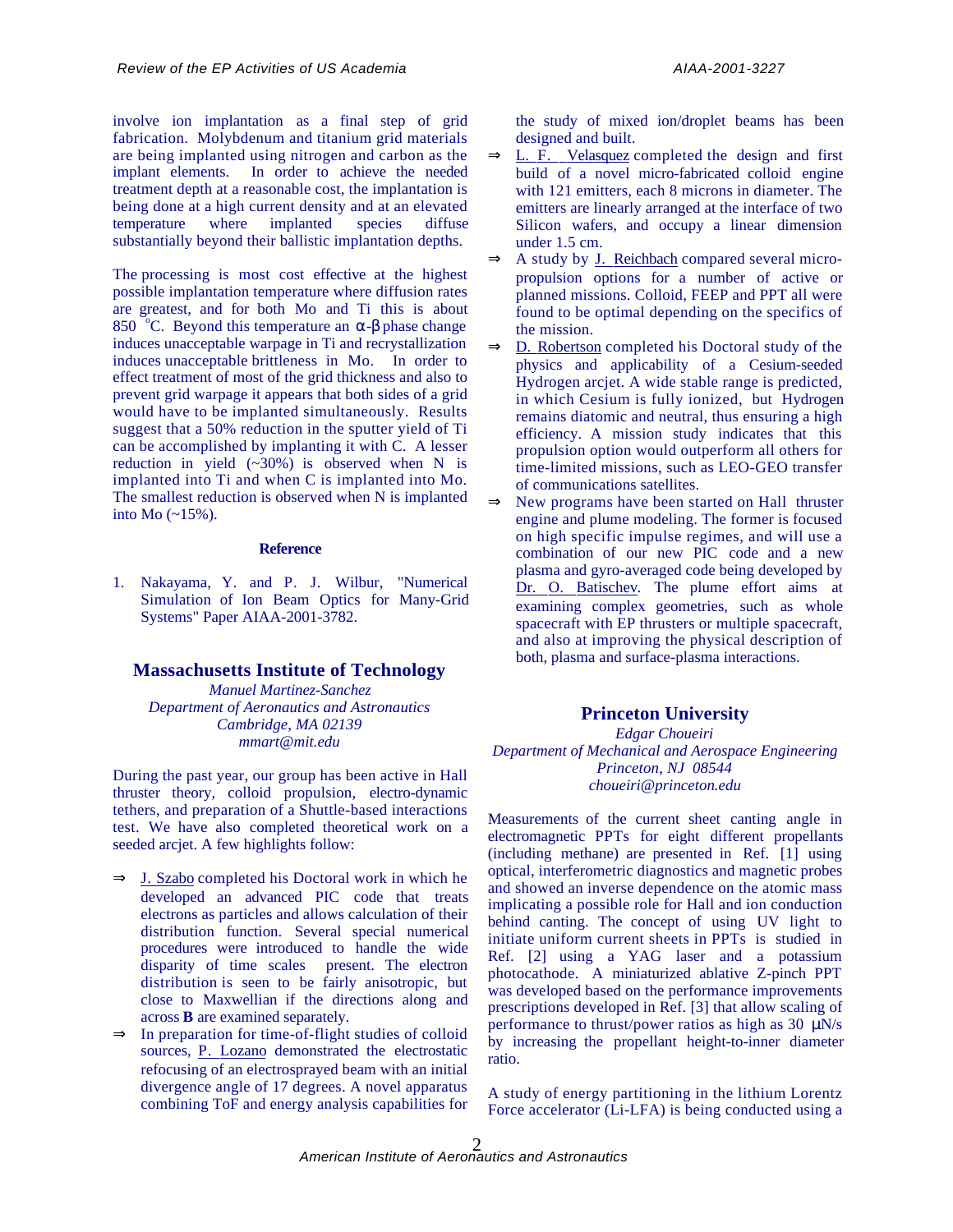involve ion implantation as a final step of grid fabrication. Molybdenum and titanium grid materials are being implanted using nitrogen and carbon as the implant elements. In order to achieve the needed treatment depth at a reasonable cost, the implantation is being done at a high current density and at an elevated temperature where implanted species diffuse substantially beyond their ballistic implantation depths.

The processing is most cost effective at the highest possible implantation temperature where diffusion rates are greatest, and for both Mo and Ti this is about 850 °C. Beyond this temperature an α-β phase change induces unacceptable warpage in Ti and recrystallization induces unacceptable brittleness in Mo. In order to effect treatment of most of the grid thickness and also to prevent grid warpage it appears that both sides of a grid would have to be implanted simultaneously. Results suggest that a 50% reduction in the sputter yield of Ti can be accomplished by implanting it with C. A lesser reduction in yield (~30%) is observed when N is implanted into Ti and when C is implanted into Mo. The smallest reduction is observed when N is implanted into Mo (~15%).

#### Reference

1. Nakayama, Y. and P. J. Wilbur, "Numerical Simulation of Ion Beam Optics for Many-Grid Systems" Paper AIAA-2001-3782.

## Massachusetts Institute of Technology

*Manuel Martinez-Sanchez*
*Department of Aeronautics and Astronautics*
*Cambridge, MA 02139*
*mmart@mit.edu*

During the past year, our group has been active in Hall thruster theory, colloid propulsion, electro-dynamic tethers, and preparation of a Shuttle-based interactions test. We have also completed theoretical work on a seeded arcjet. A few highlights follow:

⇒ J. Szabo completed his Doctoral work in which he developed an advanced PIC code that treats electrons as particles and allows calculation of their distribution function. Several special numerical procedures were introduced to handle the wide disparity of time scales present. The electron distribution is seen to be fairly anisotropic, but close to Maxwellian if the directions along and across **B** are examined separately.

⇒ In preparation for time-of-flight studies of colloid sources, P. Lozano demonstrated the electrostatic refocusing of an electrosprayed beam with an initial divergence angle of 17 degrees. A novel apparatus combining ToF and energy analysis capabilities for the study of mixed ion/droplet beams has been designed and built.

⇒ L. F. Velasquez completed the design and first build of a novel micro-fabricated colloid engine with 121 emitters, each 8 microns in diameter. The emitters are linearly arranged at the interface of two Silicon wafers, and occupy a linear dimension under 1.5 cm.

⇒ A study by J. Reichbach compared several micro-propulsion options for a number of active or planned missions. Colloid, FEEP and PPT all were found to be optimal depending on the specifics of the mission.

⇒ D. Robertson completed his Doctoral study of the physics and applicability of a Cesium-seeded Hydrogen arcjet. A wide stable range is predicted, in which Cesium is fully ionized, but Hydrogen remains diatomic and neutral, thus ensuring a high efficiency. A mission study indicates that this propulsion option would outperform all others for time-limited missions, such as LEO-GEO transfer of communications satellites.

⇒ New programs have been started on Hall thruster engine and plume modeling. The former is focused on high specific impulse regimes, and will use a combination of our new PIC code and a new plasma and gyro-averaged code being developed by Dr. O. Batischev. The plume effort aims at examining complex geometries, such as whole spacecraft with EP thrusters or multiple spacecraft, and also at improving the physical description of both, plasma and surface-plasma interactions.

## Princeton University

*Edgar Choueiri*
*Department of Mechanical and Aerospace Engineering*
*Princeton, NJ 08544*
*choueiri@princeton.edu*

Measurements of the current sheet canting angle in electromagnetic PPTs for eight different propellants (including methane) are presented in Ref. [1] using optical, interferometric diagnostics and magnetic probes and showed an inverse dependence on the atomic mass implicating a possible role for Hall and ion conduction behind canting. The concept of using UV light to initiate uniform current sheets in PPTs is studied in Ref. [2] using a YAG laser and a potassium photocathode. A miniaturized ablative Z-pinch PPT was developed based on the performance improvements prescriptions developed in Ref. [3] that allow scaling of performance to thrust/power ratios as high as 30 μN/s by increasing the propellant height-to-inner diameter ratio.

A study of energy partitioning in the lithium Lorentz Force accelerator (Li-LFA) is being conducted using a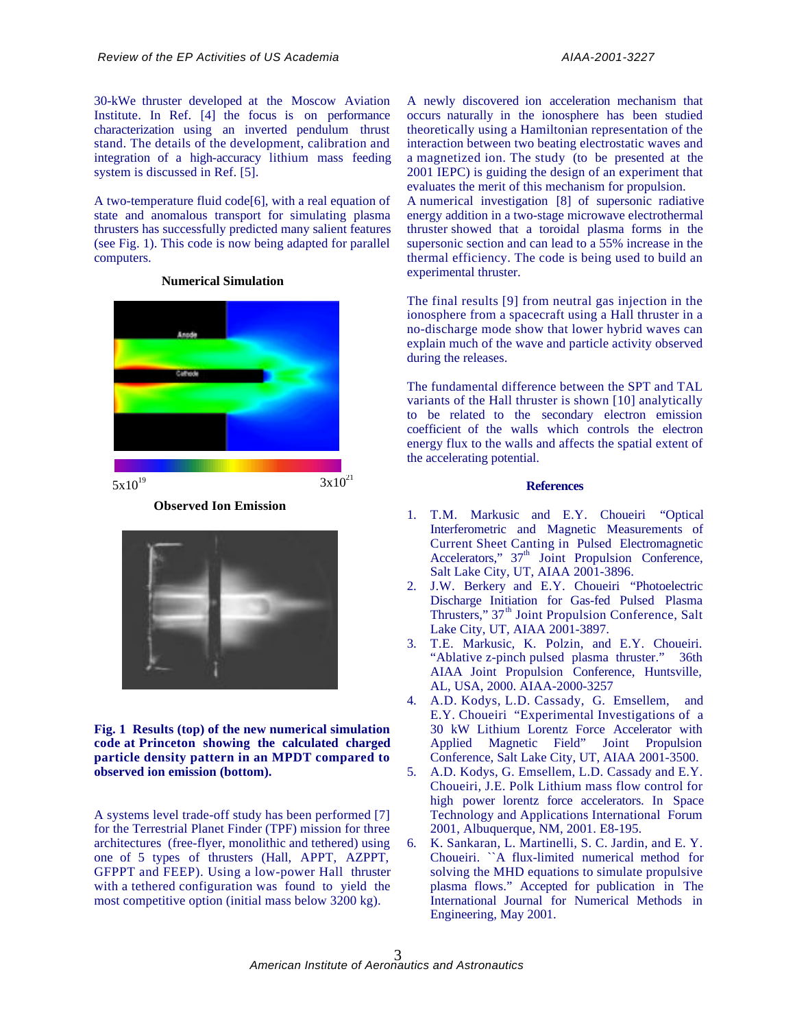30-kWe thruster developed at the Moscow Aviation Institute. In Ref. [4] the focus is on performance characterization using an inverted pendulum thrust stand. The details of the development, calibration and integration of a high-accuracy lithium mass feeding system is discussed in Ref. [5].

A two-temperature fluid code[6], with a real equation of state and anomalous transport for simulating plasma thrusters has successfully predicted many salient features (see Fig. 1). This code is now being adapted for parallel computers.

**Numerical Simulation**

Anode

Cathode

$5x10^{19}$ $3x10^{21}$

**Observed Ion Emission**

**Fig. 1 Results (top) of the new numerical simulation code at Princeton showing the calculated charged particle density pattern in an MPDT compared to observed ion emission (bottom).**

A systems level trade-off study has been performed [7] for the Terrestrial Planet Finder (TPF) mission for three architectures (free-flyer, monolithic and tethered) using one of 5 types of thrusters (Hall, APPT, AZPPT, GFPPT and FEEP). Using a low-power Hall thruster with a tethered configuration was found to yield the most competitive option (initial mass below 3200 kg).

A newly discovered ion acceleration mechanism that occurs naturally in the ionosphere has been studied theoretically using a Hamiltonian representation of the interaction between two beating electrostatic waves and a magnetized ion. The study (to be presented at the 2001 IEPC) is guiding the design of an experiment that evaluates the merit of this mechanism for propulsion.

A numerical investigation [8] of supersonic radiative energy addition in a two-stage microwave electrothermal thruster showed that a toroidal plasma forms in the supersonic section and can lead to a 55% increase in the thermal efficiency. The code is being used to build an experimental thruster.

The final results [9] from neutral gas injection in the ionosphere from a spacecraft using a Hall thruster in a no-discharge mode show that lower hybrid waves can explain much of the wave and particle activity observed during the releases.

The fundamental difference between the SPT and TAL variants of the Hall thruster is shown [10] analytically to be related to the secondary electron emission coefficient of the walls which controls the electron energy flux to the walls and affects the spatial extent of the accelerating potential.

## References

1. T.M. Markusic and E.Y. Choueiri "Optical Interferometric and Magnetic Measurements of Current Sheet Canting in Pulsed Electromagnetic Accelerators," 37th Joint Propulsion Conference, Salt Lake City, UT, AIAA 2001-3896.
2. J.W. Berkery and E.Y. Choueiri "Photoelectric Discharge Initiation for Gas-fed Pulsed Plasma Thrusters," 37th Joint Propulsion Conference, Salt Lake City, UT, AIAA 2001-3897.
3. T.E. Markusic, K. Polzin, and E.Y. Choueiri. "Ablative z-pinch pulsed plasma thruster." 36th AIAA Joint Propulsion Conference, Huntsville, AL, USA, 2000. AIAA-2000-3257
4. A.D. Kodys, L.D. Cassady, G. Emsellem, and E.Y. Choueiri "Experimental Investigations of a 30 kW Lithium Lorentz Force Accelerator with Applied Magnetic Field" Joint Propulsion Conference, Salt Lake City, UT, AIAA 2001-3500.
5. A.D. Kodys, G. Emsellem, L.D. Cassady and E.Y. Choueiri, J.E. Polk Lithium mass flow control for high power lorentz force accelerators. In Space Technology and Applications International Forum 2001, Albuquerque, NM, 2001. E8-195.
6. K. Sankaran, L. Martinelli, S. C. Jardin, and E. Y. Choueiri. ``A flux-limited numerical method for solving the MHD equations to simulate propulsive plasma flows." Accepted for publication in The International Journal for Numerical Methods in Engineering, May 2001.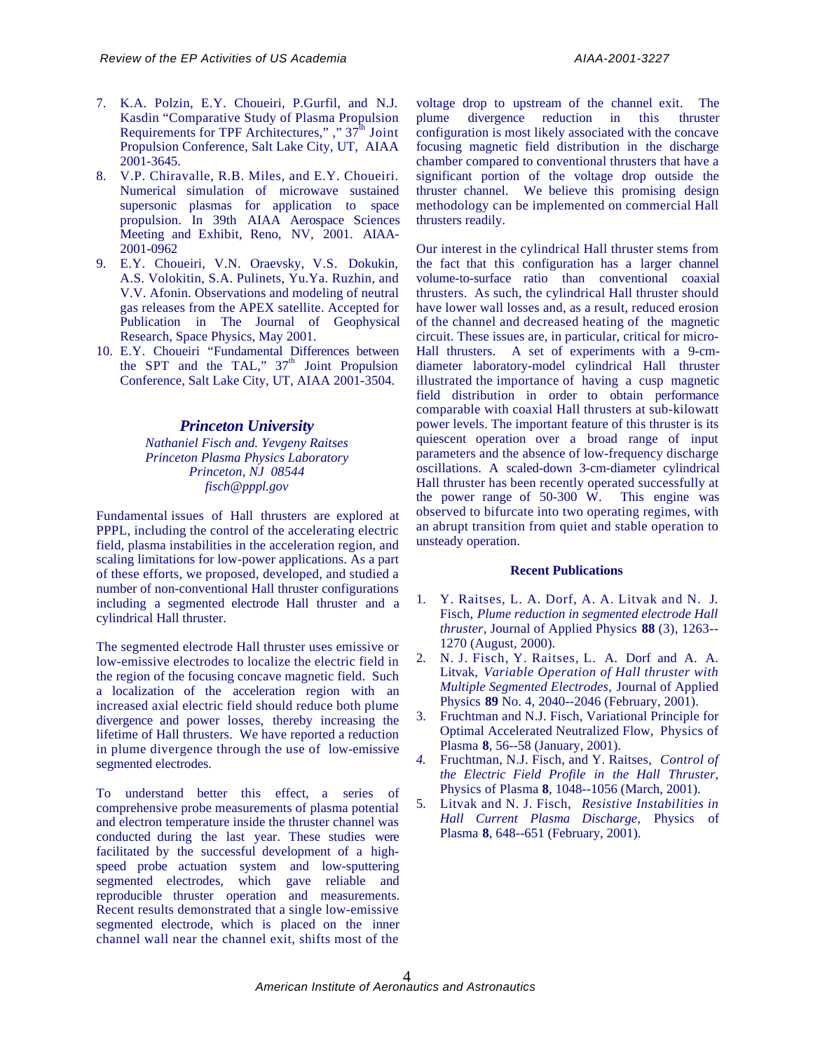7. K.A. Polzin, E.Y. Choueiri, P.Gurfil, and N.J. Kasdin "Comparative Study of Plasma Propulsion Requirements for TPF Architectures," ," 37th Joint Propulsion Conference, Salt Lake City, UT, AIAA 2001-3645.
8. V.P. Chiravalle, R.B. Miles, and E.Y. Choueiri. Numerical simulation of microwave sustained supersonic plasmas for application to space propulsion. In 39th AIAA Aerospace Sciences Meeting and Exhibit, Reno, NV, 2001. AIAA-2001-0962
9. E.Y. Choueiri, V.N. Oraevsky, V.S. Dokukin, A.S. Volokitin, S.A. Pulinets, Yu.Ya. Ruzhin, and V.V. Afonin. Observations and modeling of neutral gas releases from the APEX satellite. Accepted for Publication in The Journal of Geophysical Research, Space Physics, May 2001.
10. E.Y. Choueiri "Fundamental Differences between the SPT and the TAL," 37th Joint Propulsion Conference, Salt Lake City, UT, AIAA 2001-3504.

## *Princeton University*

*Nathaniel Fisch and. Yevgeny Raitses*
*Princeton Plasma Physics Laboratory*
*Princeton, NJ 08544*
*fisch@pppl.gov*

Fundamental issues of Hall thrusters are explored at PPPL, including the control of the accelerating electric field, plasma instabilities in the acceleration region, and scaling limitations for low-power applications. As a part of these efforts, we proposed, developed, and studied a number of non-conventional Hall thruster configurations including a segmented electrode Hall thruster and a cylindrical Hall thruster.

The segmented electrode Hall thruster uses emissive or low-emissive electrodes to localize the electric field in the region of the focusing concave magnetic field. Such a localization of the acceleration region with an increased axial electric field should reduce both plume divergence and power losses, thereby increasing the lifetime of Hall thrusters. We have reported a reduction in plume divergence through the use of low-emissive segmented electrodes.

To understand better this effect, a series of comprehensive probe measurements of plasma potential and electron temperature inside the thruster channel was conducted during the last year. These studies were facilitated by the successful development of a high-speed probe actuation system and low-sputtering segmented electrodes, which gave reliable and reproducible thruster operation and measurements. Recent results demonstrated that a single low-emissive segmented electrode, which is placed on the inner channel wall near the channel exit, shifts most of the voltage drop to upstream of the channel exit. The plume divergence reduction in this thruster configuration is most likely associated with the concave focusing magnetic field distribution in the discharge chamber compared to conventional thrusters that have a significant portion of the voltage drop outside the thruster channel. We believe this promising design methodology can be implemented on commercial Hall thrusters readily.

Our interest in the cylindrical Hall thruster stems from the fact that this configuration has a larger channel volume-to-surface ratio than conventional coaxial thrusters. As such, the cylindrical Hall thruster should have lower wall losses and, as a result, reduced erosion of the channel and decreased heating of the magnetic circuit. These issues are, in particular, critical for micro-Hall thrusters. A set of experiments with a 9-cm-diameter laboratory-model cylindrical Hall thruster illustrated the importance of having a cusp magnetic field distribution in order to obtain performance comparable with coaxial Hall thrusters at sub-kilowatt power levels. The important feature of this thruster is its quiescent operation over a broad range of input parameters and the absence of low-frequency discharge oscillations. A scaled-down 3-cm-diameter cylindrical Hall thruster has been recently operated successfully at the power range of 50-300 W. This engine was observed to bifurcate into two operating regimes, with an abrupt transition from quiet and stable operation to unsteady operation.

**Recent Publications**

1. Y. Raitses, L. A. Dorf, A. A. Litvak and N. J. Fisch, *Plume reduction in segmented electrode Hall thruster,* Journal of Applied Physics **88** (3), 1263--1270 (August, 2000).
2. N. J. Fisch, Y. Raitses, L. A. Dorf and A. A. Litvak, *Variable Operation of Hall thruster with Multiple Segmented Electrodes,* Journal of Applied Physics **89** No. 4, 2040--2046 (February, 2001).
3. Fruchtman and N.J. Fisch, Variational Principle for Optimal Accelerated Neutralized Flow, Physics of Plasma **8**, 56--58 (January, 2001).
4. Fruchtman, N.J. Fisch, and Y. Raitses, *Control of the Electric Field Profile in the Hall Thruster,* Physics of Plasma **8**, 1048--1056 (March, 2001).
5. Litvak and N. J. Fisch, *Resistive Instabilities in Hall Current Plasma Discharge,* Physics of Plasma **8**, 648--651 (February, 2001).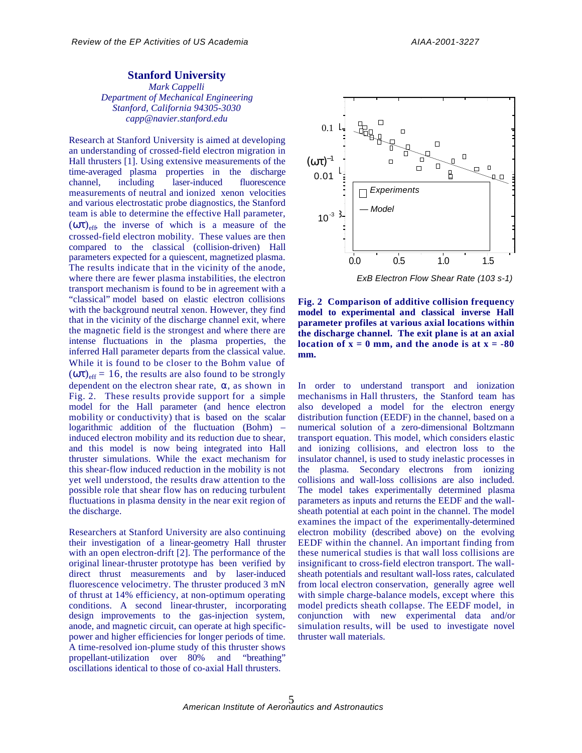## Stanford University

*Mark Cappelli*
*Department of Mechanical Engineering*
*Stanford, California 94305-3030*
*capp@navier.stanford.edu*

Research at Stanford University is aimed at developing an understanding of crossed-field electron migration in Hall thrusters [1]. Using extensive measurements of the time-averaged plasma properties in the discharge channel, including laser-induced fluorescence measurements of neutral and ionized xenon velocities and various electrostatic probe diagnostics, the Stanford team is able to determine the effective Hall parameter, $(\omega\tau)_{eff}$, the inverse of which is a measure of the crossed-field electron mobility. These values are then compared to the classical (collision-driven) Hall parameters expected for a quiescent, magnetized plasma. The results indicate that in the vicinity of the anode, where there are fewer plasma instabilities, the electron transport mechanism is found to be in agreement with a "classical" model based on elastic electron collisions with the background neutral xenon. However, they find that in the vicinity of the discharge channel exit, where the magnetic field is the strongest and where there are intense fluctuations in the plasma properties, the inferred Hall parameter departs from the classical value. While it is found to be closer to the Bohm value of $(\omega\tau)_{eff} = 16$, the results are also found to be strongly dependent on the electron shear rate, $\alpha$, as shown in Fig. 2. These results provide support for a simple model for the Hall parameter (and hence electron mobility or conductivity) that is based on the scalar logarithmic addition of the fluctuation (Bohm) – induced electron mobility and its reduction due to shear, and this model is now being integrated into Hall thruster simulations. While the exact mechanism for this shear-flow induced reduction in the mobility is not yet well understood, the results draw attention to the possible role that shear flow has on reducing turbulent fluctuations in plasma density in the near exit region of the discharge.

Researchers at Stanford University are also continuing their investigation of a linear-geometry Hall thruster with an open electron-drift [2]. The performance of the original linear-thruster prototype has been verified by direct thrust measurements and by laser-induced fluorescence velocimetry. The thruster produced 3 mN of thrust at 14% efficiency, at non-optimum operating conditions. A second linear-thruster, incorporating design improvements to the gas-injection system, anode, and magnetic circuit, can operate at high specific-power and higher efficiencies for longer periods of time. A time-resolved ion-plume study of this thruster shows propellant-utilization over 80% and "breathing" oscillations identical to those of co-axial Hall thrusters.

**Fig. 2 Comparison of additive collision frequency model to experimental and classical inverse Hall parameter profiles at various axial locations within the discharge channel. The exit plane is at an axial location of x = 0 mm, and the anode is at x = -80 mm.**

In order to understand transport and ionization mechanisms in Hall thrusters, the Stanford team has also developed a model for the electron energy distribution function (EEDF) in the channel, based on a numerical solution of a zero-dimensional Boltzmann transport equation. This model, which considers elastic and ionizing collisions, and electron loss to the insulator channel, is used to study inelastic processes in the plasma. Secondary electrons from ionizing collisions and wall-loss collisions are also included. The model takes experimentally determined plasma parameters as inputs and returns the EEDF and the wall-sheath potential at each point in the channel. The model examines the impact of the experimentally-determined electron mobility (described above) on the evolving EEDF within the channel. An important finding from these numerical studies is that wall loss collisions are insignificant to cross-field electron transport. The wall-sheath potentials and resultant wall-loss rates, calculated from local electron conservation, generally agree well with simple charge-balance models, except where this model predicts sheath collapse. The EEDF model, in conjunction with new experimental data and/or simulation results, will be used to investigate novel thruster wall materials.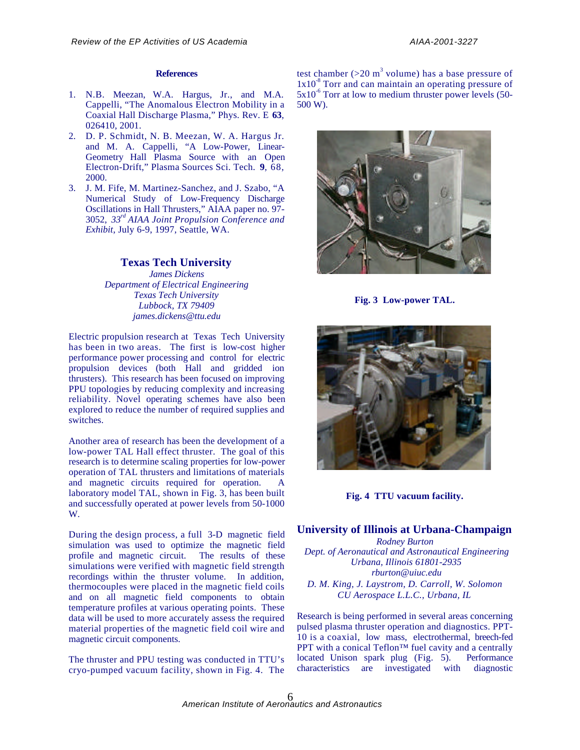**References**

1. N.B. Meezan, W.A. Hargus, Jr., and M.A. Cappelli, "The Anomalous Electron Mobility in a Coaxial Hall Discharge Plasma," Phys. Rev. E **63**, 026410, 2001.
2. D. P. Schmidt, N. B. Meezan, W. A. Hargus Jr. and M. A. Cappelli, "A Low-Power, Linear-Geometry Hall Plasma Source with an Open Electron-Drift," Plasma Sources Sci. Tech. **9**, 68, 2000.
3. J. M. Fife, M. Martinez-Sanchez, and J. Szabo, "A Numerical Study of Low-Frequency Discharge Oscillations in Hall Thrusters," AIAA paper no. 97-3052, *33rd AIAA Joint Propulsion Conference and Exhibit*, July 6-9, 1997, Seattle, WA.

## Texas Tech University

*James Dickens*
*Department of Electrical Engineering*
*Texas Tech University*
*Lubbock, TX 79409*
*james.dickens@ttu.edu*

Electric propulsion research at Texas Tech University has been in two areas. The first is low-cost higher performance power processing and control for electric propulsion devices (both Hall and gridded ion thrusters). This research has been focused on improving PPU topologies by reducing complexity and increasing reliability. Novel operating schemes have also been explored to reduce the number of required supplies and switches.

Another area of research has been the development of a low-power TAL Hall effect thruster. The goal of this research is to determine scaling properties for low-power operation of TAL thrusters and limitations of materials and magnetic circuits required for operation. A laboratory model TAL, shown in Fig. 3, has been built and successfully operated at power levels from 50-1000 W.

During the design process, a full 3-D magnetic field simulation was used to optimize the magnetic field profile and magnetic circuit. The results of these simulations were verified with magnetic field strength recordings within the thruster volume. In addition, thermocouples were placed in the magnetic field coils and on all magnetic field components to obtain temperature profiles at various operating points. These data will be used to more accurately assess the required material properties of the magnetic field coil wire and magnetic circuit components.

The thruster and PPU testing was conducted in TTU's cryo-pumped vacuum facility, shown in Fig. 4. The test chamber (>20 $m^3$ volume) has a base pressure of $1x10^{-8}$ Torr and can maintain an operating pressure of $5x10^{-6}$ Torr at low to medium thruster power levels (50-500 W).

**Fig. 3 Low-power TAL.**

**Fig. 4 TTU vacuum facility.**

## University of Illinois at Urbana-Champaign

*Rodney Burton*
*Dept. of Aeronautical and Astronautical Engineering*
*Urbana, Illinois 61801-2935*
*rburton@uiuc.edu*
*D. M. King, J. Laystrom, D. Carroll, W. Solomon*
*CU Aerospace L.L.C., Urbana, IL*

Research is being performed in several areas concerning pulsed plasma thruster operation and diagnostics. PPT-10 is a coaxial, low mass, electrothermal, breech-fed PPT with a conical Teflon™ fuel cavity and a centrally located Unison spark plug (Fig. 5). Performance characteristics are investigated with diagnostic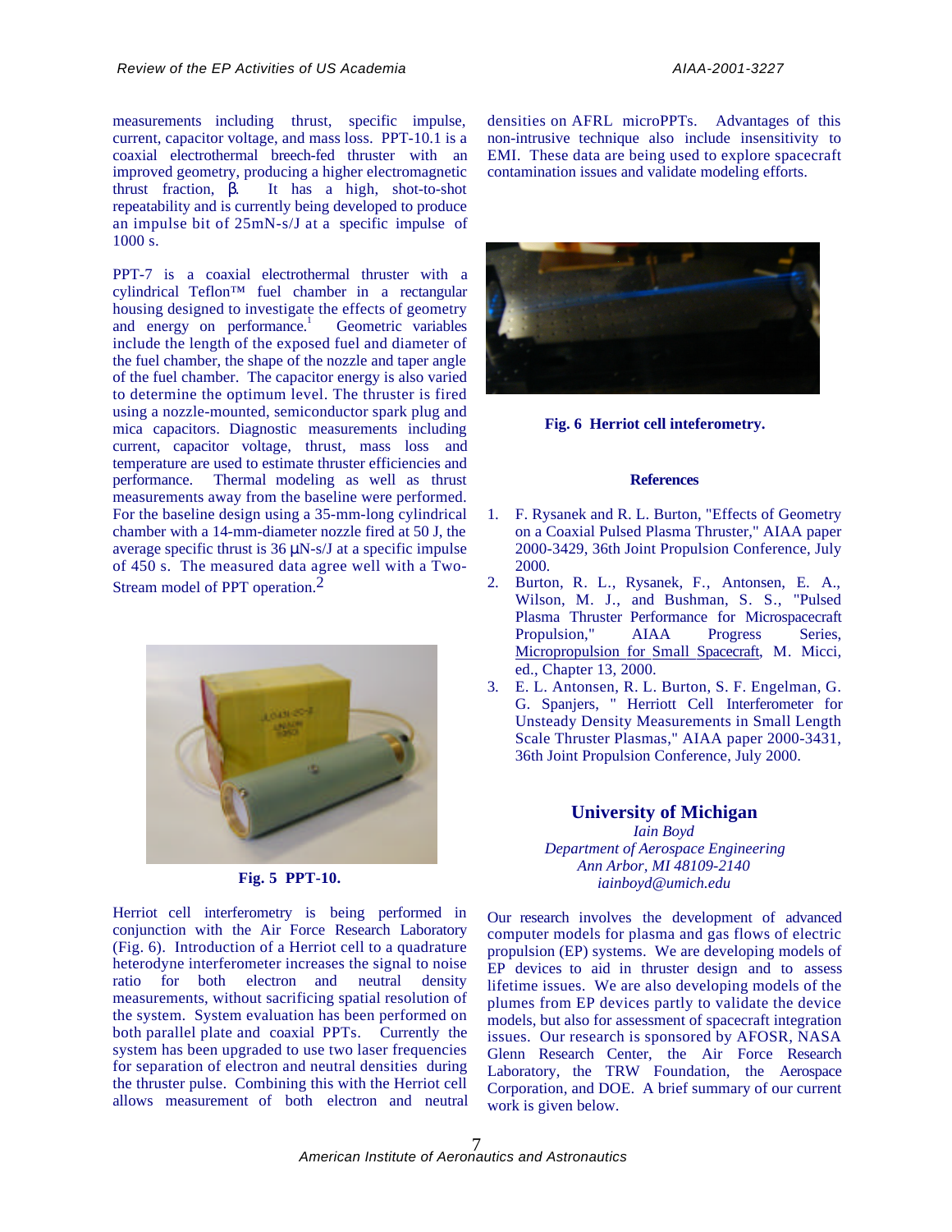measurements including thrust, specific impulse, current, capacitor voltage, and mass loss. PPT-10.1 is a coaxial electrothermal breech-fed thruster with an improved geometry, producing a higher electromagnetic thrust fraction, β. It has a high, shot-to-shot repeatability and is currently being developed to produce an impulse bit of 25mN-s/J at a specific impulse of 1000 s.

PPT-7 is a coaxial electrothermal thruster with a cylindrical Teflon™ fuel chamber in a rectangular housing designed to investigate the effects of geometry and energy on performance.[1] Geometric variables include the length of the exposed fuel and diameter of the fuel chamber, the shape of the nozzle and taper angle of the fuel chamber. The capacitor energy is also varied to determine the optimum level. The thruster is fired using a nozzle-mounted, semiconductor spark plug and mica capacitors. Diagnostic measurements including current, capacitor voltage, thrust, mass loss and temperature are used to estimate thruster efficiencies and performance. Thermal modeling as well as thrust measurements away from the baseline were performed. For the baseline design using a 35-mm-long cylindrical chamber with a 14-mm-diameter nozzle fired at 50 J, the average specific thrust is 36 μN-s/J at a specific impulse of 450 s. The measured data agree well with a Two-Stream model of PPT operation.[2]

**Fig. 5 PPT-10.**

Herriot cell interferometry is being performed in conjunction with the Air Force Research Laboratory (Fig. 6). Introduction of a Herriot cell to a quadrature heterodyne interferometer increases the signal to noise ratio for both electron and neutral density measurements, without sacrificing spatial resolution of the system. System evaluation has been performed on both parallel plate and coaxial PPTs. Currently the system has been upgraded to use two laser frequencies for separation of electron and neutral densities during the thruster pulse. Combining this with the Herriot cell allows measurement of both electron and neutral densities on AFRL microPPTs. Advantages of this non-intrusive technique also include insensitivity to EMI. These data are being used to explore spacecraft contamination issues and validate modeling efforts.

**Fig. 6 Herriot cell inteferometry.**

### References

1. F. Rysanek and R. L. Burton, "Effects of Geometry on a Coaxial Pulsed Plasma Thruster," AIAA paper 2000-3429, 36th Joint Propulsion Conference, July 2000.
2. Burton, R. L., Rysanek, F., Antonsen, E. A., Wilson, M. J., and Bushman, S. S., "Pulsed Plasma Thruster Performance for Microspacecraft Propulsion," AIAA Progress Series, Micropropulsion for Small Spacecraft, M. Micci, ed., Chapter 13, 2000.
3. E. L. Antonsen, R. L. Burton, S. F. Engelman, G. G. Spanjers, " Herriott Cell Interferometer for Unsteady Density Measurements in Small Length Scale Thruster Plasmas," AIAA paper 2000-3431, 36th Joint Propulsion Conference, July 2000.

## University of Michigan

*Iain Boyd*
*Department of Aerospace Engineering*
*Ann Arbor, MI 48109-2140*
*iainboyd@umich.edu*

Our research involves the development of advanced computer models for plasma and gas flows of electric propulsion (EP) systems. We are developing models of EP devices to aid in thruster design and to assess lifetime issues. We are also developing models of the plumes from EP devices partly to validate the device models, but also for assessment of spacecraft integration issues. Our research is sponsored by AFOSR, NASA Glenn Research Center, the Air Force Research Laboratory, the TRW Foundation, the Aerospace Corporation, and DOE. A brief summary of our current work is given below.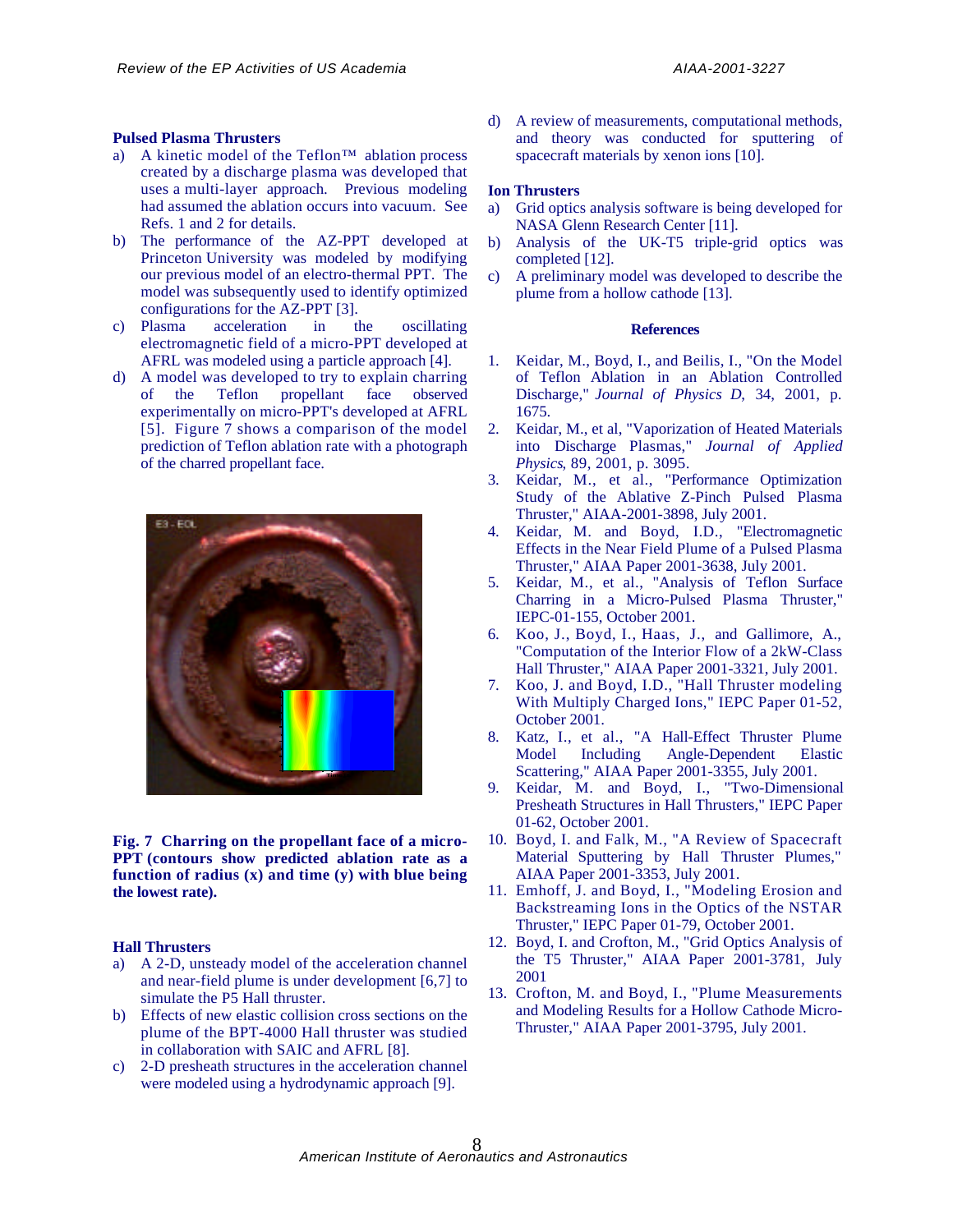**Pulsed Plasma Thrusters**

a) A kinetic model of the Teflon™ ablation process created by a discharge plasma was developed that uses a multi-layer approach. Previous modeling had assumed the ablation occurs into vacuum. See Refs. 1 and 2 for details.

b) The performance of the AZ-PPT developed at Princeton University was modeled by modifying our previous model of an electro-thermal PPT. The model was subsequently used to identify optimized configurations for the AZ-PPT [3].

c) Plasma acceleration in the oscillating electromagnetic field of a micro-PPT developed at AFRL was modeled using a particle approach [4].

d) A model was developed to try to explain charring of the Teflon propellant face observed experimentally on micro-PPT's developed at AFRL [5]. Figure 7 shows a comparison of the model prediction of Teflon ablation rate with a photograph of the charred propellant face.

**Fig. 7 Charring on the propellant face of a micro-PPT (contours show predicted ablation rate as a function of radius (x) and time (y) with blue being the lowest rate).**

**Hall Thrusters**

a) A 2-D, unsteady model of the acceleration channel and near-field plume is under development [6,7] to simulate the P5 Hall thruster.

b) Effects of new elastic collision cross sections on the plume of the BPT-4000 Hall thruster was studied in collaboration with SAIC and AFRL [8].

c) 2-D presheath structures in the acceleration channel were modeled using a hydrodynamic approach [9].

d) A review of measurements, computational methods, and theory was conducted for sputtering of spacecraft materials by xenon ions [10].

**Ion Thrusters**

a) Grid optics analysis software is being developed for NASA Glenn Research Center [11].

b) Analysis of the UK-T5 triple-grid optics was completed [12].

c) A preliminary model was developed to describe the plume from a hollow cathode [13].

**References**

1. Keidar, M., Boyd, I., and Beilis, I., "On the Model of Teflon Ablation in an Ablation Controlled Discharge," *Journal of Physics D*, 34, 2001, p. 1675.
2. Keidar, M., et al, "Vaporization of Heated Materials into Discharge Plasmas," *Journal of Applied Physics*, 89, 2001, p. 3095.
3. Keidar, M., et al., "Performance Optimization Study of the Ablative Z-Pinch Pulsed Plasma Thruster," AIAA-2001-3898, July 2001.
4. Keidar, M. and Boyd, I.D., "Electromagnetic Effects in the Near Field Plume of a Pulsed Plasma Thruster," AIAA Paper 2001-3638, July 2001.
5. Keidar, M., et al., "Analysis of Teflon Surface Charring in a Micro-Pulsed Plasma Thruster," IEPC-01-155, October 2001.
6. Koo, J., Boyd, I., Haas, J., and Gallimore, A., "Computation of the Interior Flow of a 2kW-Class Hall Thruster," AIAA Paper 2001-3321, July 2001.
7. Koo, J. and Boyd, I.D., "Hall Thruster modeling With Multiply Charged Ions," IEPC Paper 01-52, October 2001.
8. Katz, I., et al., "A Hall-Effect Thruster Plume Model Including Angle-Dependent Elastic Scattering," AIAA Paper 2001-3355, July 2001.
9. Keidar, M. and Boyd, I., "Two-Dimensional Presheath Structures in Hall Thrusters," IEPC Paper 01-62, October 2001.
10. Boyd, I. and Falk, M., "A Review of Spacecraft Material Sputtering by Hall Thruster Plumes," AIAA Paper 2001-3353, July 2001.
11. Emhoff, J. and Boyd, I., "Modeling Erosion and Backstreaming Ions in the Optics of the NSTAR Thruster," IEPC Paper 01-79, October 2001.
12. Boyd, I. and Crofton, M., "Grid Optics Analysis of the T5 Thruster," AIAA Paper 2001-3781, July 2001
13. Crofton, M. and Boyd, I., "Plume Measurements and Modeling Results for a Hollow Cathode Micro-Thruster," AIAA Paper 2001-3795, July 2001.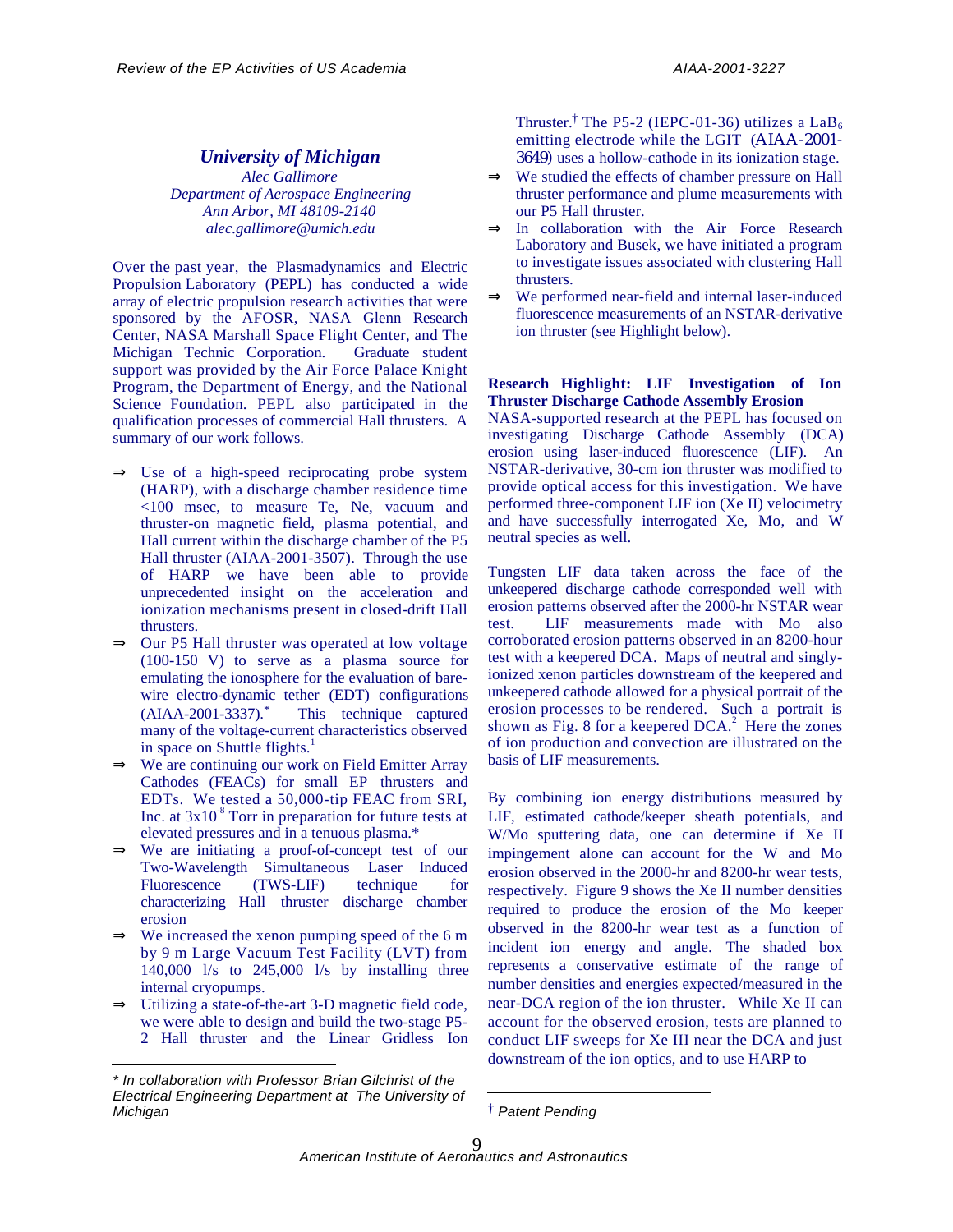## University of Michigan

*Alec Gallimore*
*Department of Aerospace Engineering*
*Ann Arbor, MI 48109-2140*
*alec.gallimore@umich.edu*

Over the past year, the Plasmadynamics and Electric Propulsion Laboratory (PEPL) has conducted a wide array of electric propulsion research activities that were sponsored by the AFOSR, NASA Glenn Research Center, NASA Marshall Space Flight Center, and The Michigan Technic Corporation. Graduate student support was provided by the Air Force Palace Knight Program, the Department of Energy, and the National Science Foundation. PEPL also participated in the qualification processes of commercial Hall thrusters. A summary of our work follows.

- ⇒ Use of a high-speed reciprocating probe system (HARP), with a discharge chamber residence time <100 msec, to measure Te, Ne, vacuum and thruster-on magnetic field, plasma potential, and Hall current within the discharge chamber of the P5 Hall thruster (AIAA-2001-3507). Through the use of HARP we have been able to provide unprecedented insight on the acceleration and ionization mechanisms present in closed-drift Hall thrusters.
- ⇒ Our P5 Hall thruster was operated at low voltage (100-150 V) to serve as a plasma source for emulating the ionosphere for the evaluation of bare-wire electro-dynamic tether (EDT) configurations (AIAA-2001-3337).* This technique captured many of the voltage-current characteristics observed in space on Shuttle flights.[1]
- ⇒ We are continuing our work on Field Emitter Array Cathodes (FEACs) for small EP thrusters and EDTs. We tested a 50,000-tip FEAC from SRI, Inc. at $3 \times 10^{-8}$ Torr in preparation for future tests at elevated pressures and in a tenuous plasma.*
- ⇒ We are initiating a proof-of-concept test of our Two-Wavelength Simultaneous Laser Induced Fluorescence (TWS-LIF) technique for characterizing Hall thruster discharge chamber erosion
- ⇒ We increased the xenon pumping speed of the 6 m by 9 m Large Vacuum Test Facility (LVT) from 140,000 l/s to 245,000 l/s by installing three internal cryopumps.
- ⇒ Utilizing a state-of-the-art 3-D magnetic field code, we were able to design and build the two-stage P5-2 Hall thruster and the Linear Gridless Ion Thruster.[†] The P5-2 (IEPC-01-36) utilizes a $LaB_6$ emitting electrode while the LGIT (AIAA-2001-3649) uses a hollow-cathode in its ionization stage.
- ⇒ We studied the effects of chamber pressure on Hall thruster performance and plume measurements with our P5 Hall thruster.
- ⇒ In collaboration with the Air Force Research Laboratory and Busek, we have initiated a program to investigate issues associated with clustering Hall thrusters.
- ⇒ We performed near-field and internal laser-induced fluorescence measurements of an NSTAR-derivative ion thruster (see Highlight below).

**Research Highlight: LIF Investigation of Ion Thruster Discharge Cathode Assembly Erosion**

NASA-supported research at the PEPL has focused on investigating Discharge Cathode Assembly (DCA) erosion using laser-induced fluorescence (LIF). An NSTAR-derivative, 30-cm ion thruster was modified to provide optical access for this investigation. We have performed three-component LIF ion (Xe II) velocimetry and have successfully interrogated Xe, Mo, and W neutral species as well.

Tungsten LIF data taken across the face of the unkeepered discharge cathode corresponded well with erosion patterns observed after the 2000-hr NSTAR wear test. LIF measurements made with Mo also corroborated erosion patterns observed in an 8200-hour test with a keepered DCA. Maps of neutral and singly-ionized xenon particles downstream of the keepered and unkeepered cathode allowed for a physical portrait of the erosion processes to be rendered. Such a portrait is shown as Fig. 8 for a keepered DCA.[2] Here the zones of ion production and convection are illustrated on the basis of LIF measurements.

By combining ion energy distributions measured by LIF, estimated cathode/keeper sheath potentials, and W/Mo sputtering data, one can determine if Xe II impingement alone can account for the W and Mo erosion observed in the 2000-hr and 8200-hr wear tests, respectively. Figure 9 shows the Xe II number densities required to produce the erosion of the Mo keeper observed in the 8200-hr wear test as a function of incident ion energy and angle. The shaded box represents a conservative estimate of the range of number densities and energies expected/measured in the near-DCA region of the ion thruster. While Xe II can account for the observed erosion, tests are planned to conduct LIF sweeps for Xe III near the DCA and just downstream of the ion optics, and to use HARP to

---

*\* In collaboration with Professor Brian Gilchrist of the Electrical Engineering Department at The University of Michigan*

[†] *Patent Pending*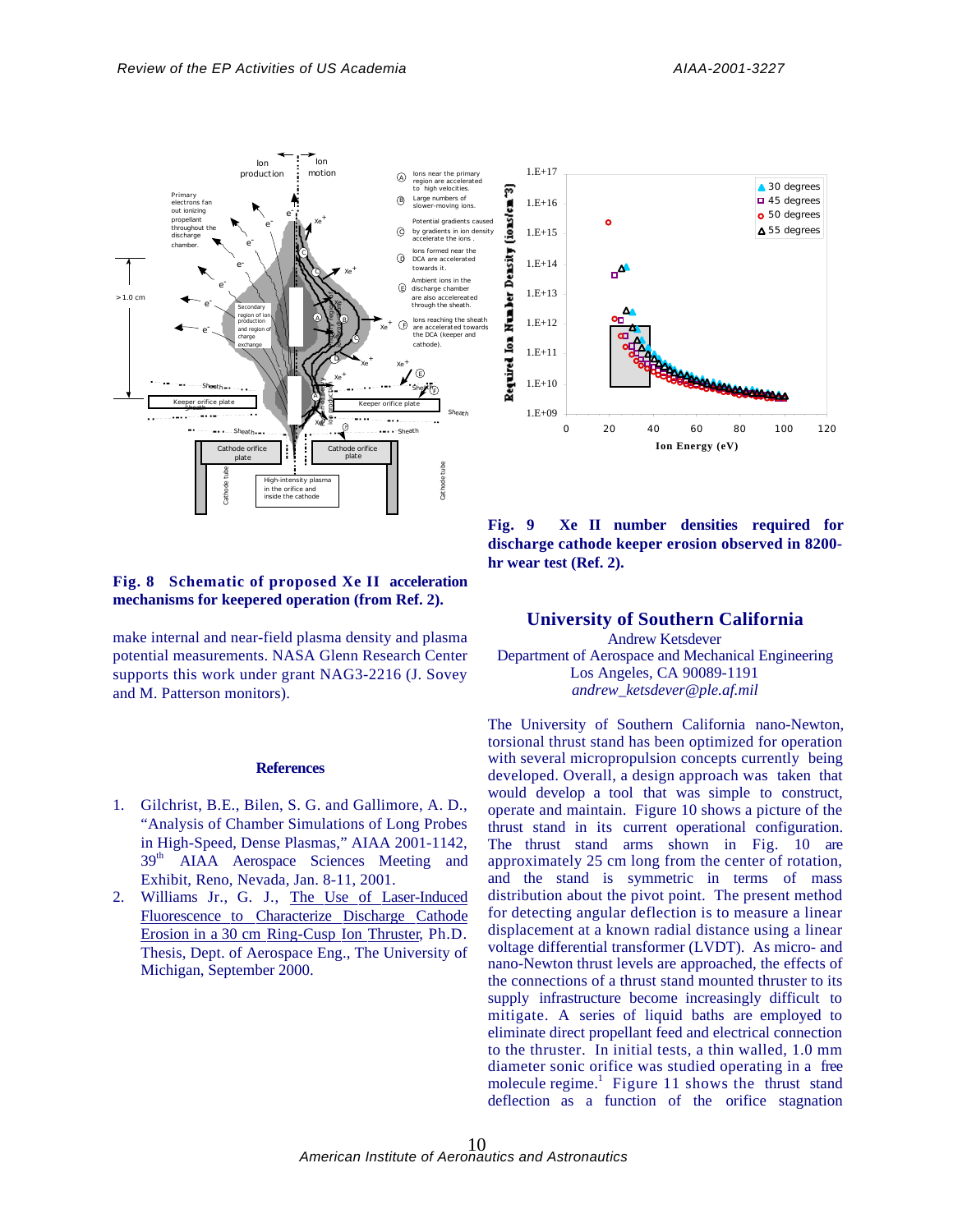**Fig. 8 Schematic of proposed Xe II acceleration mechanisms for keepered operation (from Ref. 2).**

**Fig. 9 Xe II number densities required for discharge cathode keeper erosion observed in 8200-hr wear test (Ref. 2).**

make internal and near-field plasma density and plasma potential measurements. NASA Glenn Research Center supports this work under grant NAG3-2216 (J. Sovey and M. Patterson monitors).

### References

1. Gilchrist, B.E., Bilen, S. G. and Gallimore, A. D., "Analysis of Chamber Simulations of Long Probes in High-Speed, Dense Plasmas," AIAA 2001-1142, 39th AIAA Aerospace Sciences Meeting and Exhibit, Reno, Nevada, Jan. 8-11, 2001.
2. Williams Jr., G. J., The Use of Laser-Induced Fluorescence to Characterize Discharge Cathode Erosion in a 30 cm Ring-Cusp Ion Thruster, Ph.D. Thesis, Dept. of Aerospace Eng., The University of Michigan, September 2000.

## University of Southern California

Andrew Ketsdever
Department of Aerospace and Mechanical Engineering
Los Angeles, CA 90089-1191
*andrew_ketsdever@ple.af.mil*

The University of Southern California nano-Newton, torsional thrust stand has been optimized for operation with several micropropulsion concepts currently being developed. Overall, a design approach was taken that would develop a tool that was simple to construct, operate and maintain. Figure 10 shows a picture of the thrust stand in its current operational configuration. The thrust stand arms shown in Fig. 10 are approximately 25 cm long from the center of rotation, and the stand is symmetric in terms of mass distribution about the pivot point. The present method for detecting angular deflection is to measure a linear displacement at a known radial distance using a linear voltage differential transformer (LVDT). As micro- and nano-Newton thrust levels are approached, the effects of the connections of a thrust stand mounted thruster to its supply infrastructure become increasingly difficult to mitigate. A series of liquid baths are employed to eliminate direct propellant feed and electrical connection to the thruster. In initial tests, a thin walled, 1.0 mm diameter sonic orifice was studied operating in a free molecule regime.[1] Figure 11 shows the thrust stand deflection as a function of the orifice stagnation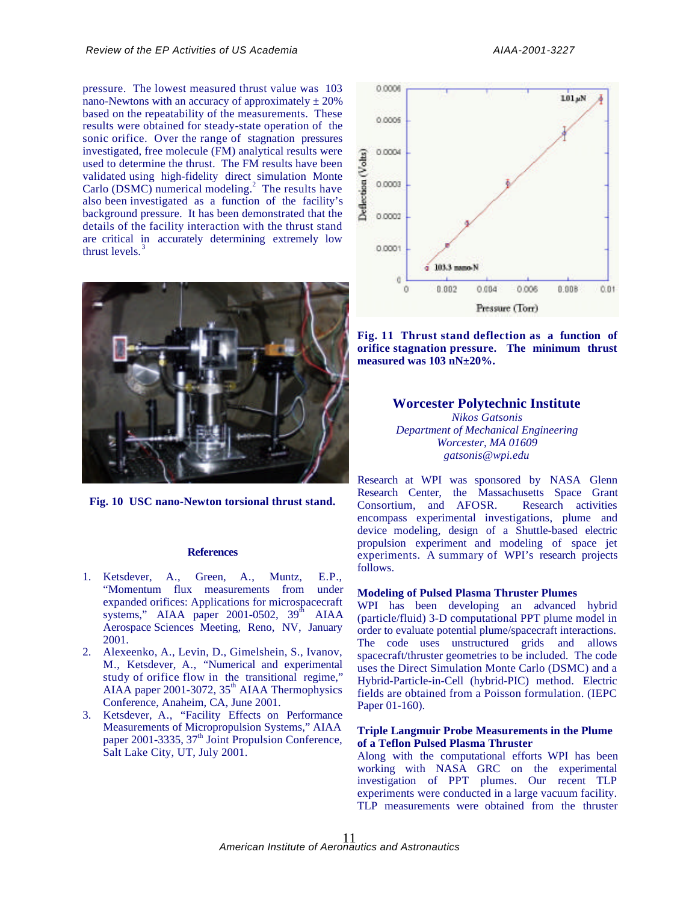pressure. The lowest measured thrust value was 103 nano-Newtons with an accuracy of approximately ± 20% based on the repeatability of the measurements. These results were obtained for steady-state operation of the sonic orifice. Over the range of stagnation pressures investigated, free molecule (FM) analytical results were used to determine the thrust. The FM results have been validated using high-fidelity direct simulation Monte Carlo (DSMC) numerical modeling.[2] The results have also been investigated as a function of the facility's background pressure. It has been demonstrated that the details of the facility interaction with the thrust stand are critical in accurately determining extremely low thrust levels.[3]

**Fig. 10 USC nano-Newton torsional thrust stand.**

**Fig. 11 Thrust stand deflection as a function of orifice stagnation pressure. The minimum thrust measured was 103 nN±20%.**

### References

1. Ketsdever, A., Green, A., Muntz, E.P., "Momentum flux measurements from under expanded orifices: Applications for microspacecraft systems," AIAA paper 2001-0502, 39th AIAA Aerospace Sciences Meeting, Reno, NV, January 2001.
2. Alexeenko, A., Levin, D., Gimelshein, S., Ivanov, M., Ketsdever, A., "Numerical and experimental study of orifice flow in the transitional regime," AIAA paper 2001-3072, 35th AIAA Thermophysics Conference, Anaheim, CA, June 2001.
3. Ketsdever, A., "Facility Effects on Performance Measurements of Micropropulsion Systems," AIAA paper 2001-3335, 37th Joint Propulsion Conference, Salt Lake City, UT, July 2001.

## Worcester Polytechnic Institute

*Nikos Gatsonis*
*Department of Mechanical Engineering*
*Worcester, MA 01609*
*gatsonis@wpi.edu*

Research at WPI was sponsored by NASA Glenn Research Center, the Massachusetts Space Grant Consortium, and AFOSR. Research activities encompass experimental investigations, plume and device modeling, design of a Shuttle-based electric propulsion experiment and modeling of space jet experiments. A summary of WPI's research projects follows.

**Modeling of Pulsed Plasma Thruster Plumes**

WPI has been developing an advanced hybrid (particle/fluid) 3-D computational PPT plume model in order to evaluate potential plume/spacecraft interactions. The code uses unstructured grids and allows spacecraft/thruster geometries to be included. The code uses the Direct Simulation Monte Carlo (DSMC) and a Hybrid-Particle-in-Cell (hybrid-PIC) method. Electric fields are obtained from a Poisson formulation. (IEPC Paper 01-160).

**Triple Langmuir Probe Measurements in the Plume of a Teflon Pulsed Plasma Thruster**

Along with the computational efforts WPI has been working with NASA GRC on the experimental investigation of PPT plumes. Our recent TLP experiments were conducted in a large vacuum facility. TLP measurements were obtained from the thruster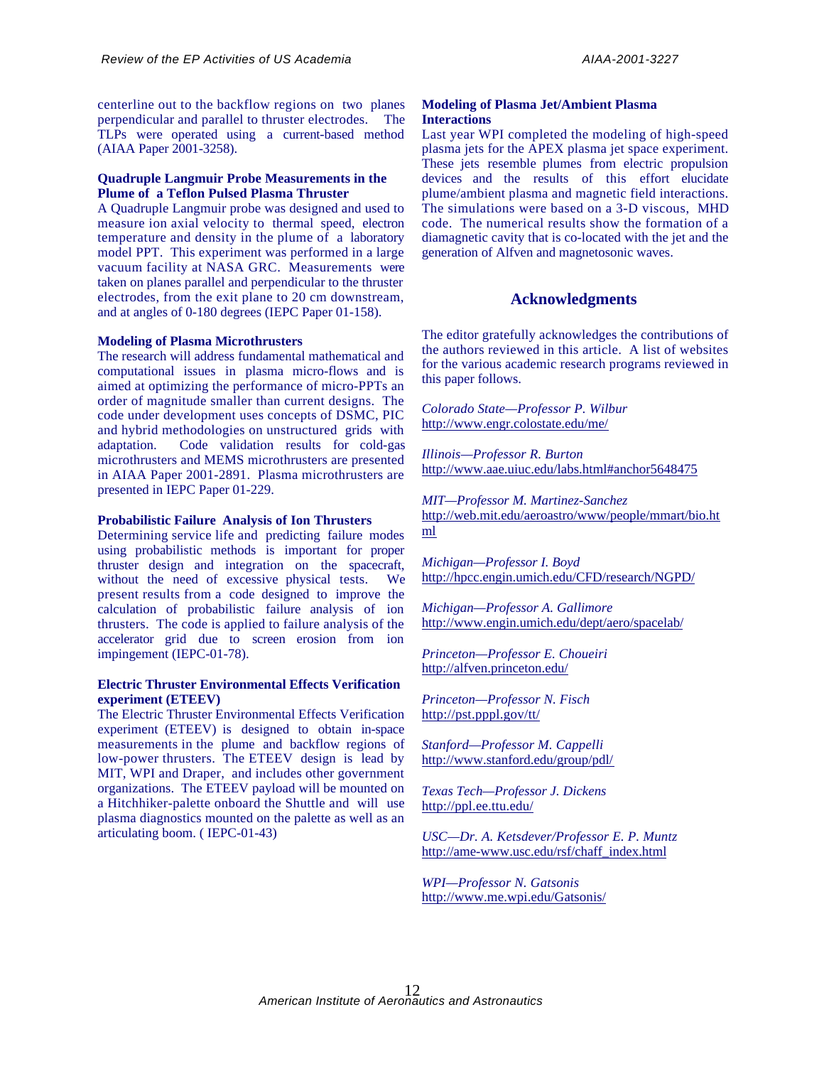centerline out to the backflow regions on two planes perpendicular and parallel to thruster electrodes. The TLPs were operated using a current-based method (AIAA Paper 2001-3258).

**Quadruple Langmuir Probe Measurements in the Plume of a Teflon Pulsed Plasma Thruster**

A Quadruple Langmuir probe was designed and used to measure ion axial velocity to thermal speed, electron temperature and density in the plume of a laboratory model PPT. This experiment was performed in a large vacuum facility at NASA GRC. Measurements were taken on planes parallel and perpendicular to the thruster electrodes, from the exit plane to 20 cm downstream, and at angles of 0-180 degrees (IEPC Paper 01-158).

**Modeling of Plasma Microthrusters**

The research will address fundamental mathematical and computational issues in plasma micro-flows and is aimed at optimizing the performance of micro-PPTs an order of magnitude smaller than current designs. The code under development uses concepts of DSMC, PIC and hybrid methodologies on unstructured grids with adaptation. Code validation results for cold-gas microthrusters and MEMS microthrusters are presented in AIAA Paper 2001-2891. Plasma microthrusters are presented in IEPC Paper 01-229.

**Probabilistic Failure Analysis of Ion Thrusters**

Determining service life and predicting failure modes using probabilistic methods is important for proper thruster design and integration on the spacecraft, without the need of excessive physical tests. We present results from a code designed to improve the calculation of probabilistic failure analysis of ion thrusters. The code is applied to failure analysis of the accelerator grid due to screen erosion from ion impingement (IEPC-01-78).

**Electric Thruster Environmental Effects Verification experiment (ETEEV)**

The Electric Thruster Environmental Effects Verification experiment (ETEEV) is designed to obtain in-space measurements in the plume and backflow regions of low-power thrusters. The ETEEV design is lead by MIT, WPI and Draper, and includes other government organizations. The ETEEV payload will be mounted on a Hitchhiker-palette onboard the Shuttle and will use plasma diagnostics mounted on the palette as well as an articulating boom. ( IEPC-01-43)

**Modeling of Plasma Jet/Ambient Plasma Interactions**

Last year WPI completed the modeling of high-speed plasma jets for the APEX plasma jet space experiment. These jets resemble plumes from electric propulsion devices and the results of this effort elucidate plume/ambient plasma and magnetic field interactions. The simulations were based on a 3-D viscous, MHD code. The numerical results show the formation of a diamagnetic cavity that is co-located with the jet and the generation of Alfven and magnetosonic waves.

## Acknowledgments

The editor gratefully acknowledges the contributions of the authors reviewed in this article. A list of websites for the various academic research programs reviewed in this paper follows.

*Colorado State—Professor P. Wilbur*
http://www.engr.colostate.edu/me/

*Illinois—Professor R. Burton*
http://www.aae.uiuc.edu/labs.html#anchor5648475

*MIT—Professor M. Martinez-Sanchez*
http://web.mit.edu/aeroastro/www/people/mmart/bio.html

*Michigan—Professor I. Boyd*
http://hpcc.engin.umich.edu/CFD/research/NGPD/

*Michigan—Professor A. Gallimore*
http://www.engin.umich.edu/dept/aero/spacelab/

*Princeton—Professor E. Choueiri*
http://alfven.princeton.edu/

*Princeton—Professor N. Fisch*
http://pst.pppl.gov/tt/

*Stanford—Professor M. Cappelli*
http://www.stanford.edu/group/pdl/

*Texas Tech—Professor J. Dickens*
http://ppl.ee.ttu.edu/

*USC—Dr. A. Ketsdever/Professor E. P. Muntz*
http://ame-www.usc.edu/rsf/chaff_index.html

*WPI—Professor N. Gatsonis*
http://www.me.wpi.edu/Gatsonis/